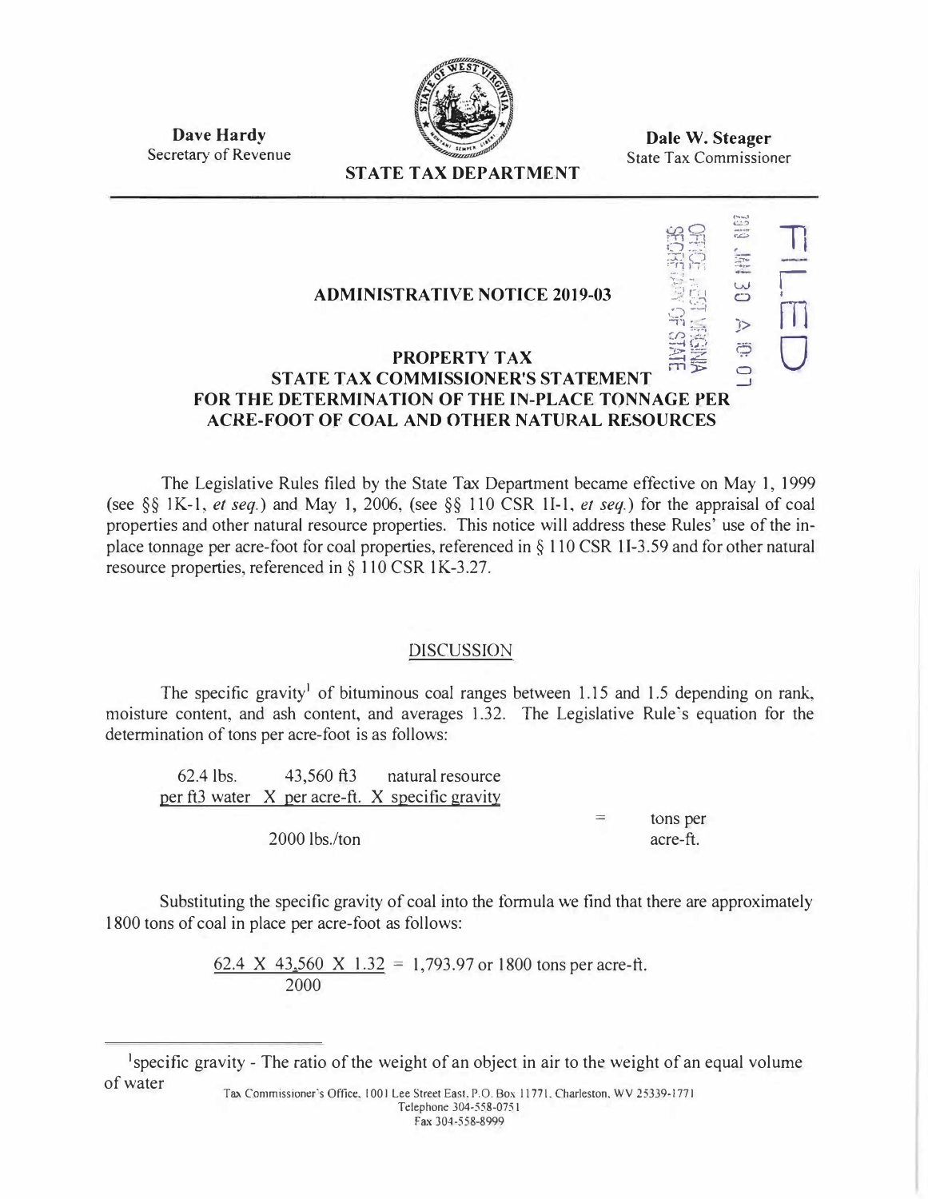**Dave Hardy**
Secretary of Revenue

**STATE TAX DEPARTMENT**

**Dale W. Steager**
State Tax Commissioner

FILED

2019 JAN 30 A 10: 07

OFFICE WEST VIRGINIA SECRETARY OF STATE

## ADMINISTRATIVE NOTICE 2019-03

## PROPERTY TAX
## STATE TAX COMMISSIONER'S STATEMENT FOR THE DETERMINATION OF THE IN-PLACE TONNAGE PER ACRE-FOOT OF COAL AND OTHER NATURAL RESOURCES

The Legislative Rules filed by the State Tax Department became effective on May 1, 1999 (see §§ 1K-1, *et seq.*) and May 1, 2006, (see §§ 110 CSR 1I-1, *et seq.*) for the appraisal of coal properties and other natural resource properties. This notice will address these Rules' use of the in-place tonnage per acre-foot for coal properties, referenced in § 110 CSR 1I-3.59 and for other natural resource properties, referenced in § 110 CSR 1K-3.27.

### DISCUSSION

The specific gravity[1] of bituminous coal ranges between 1.15 and 1.5 depending on rank, moisture content, and ash content, and averages 1.32. The Legislative Rule's equation for the determination of tons per acre-foot is as follows:

$$\frac{62.4 \text{ lbs. per ft3 water} \times 43{,}560 \text{ ft3 per acre-ft.} \times \text{natural resource specific gravity}}{2000 \text{ lbs./ton}} = \text{tons per acre-ft.}$$

Substituting the specific gravity of coal into the formula we find that there are approximately 1800 tons of coal in place per acre-foot as follows:

$$\frac{62.4 \times 43{,}560 \times 1.32}{2000} = 1{,}793.97 \text{ or } 1800 \text{ tons per acre-ft.}$$

---

[1] specific gravity - The ratio of the weight of an object in air to the weight of an equal volume of water

Tax Commissioner's Office, 1001 Lee Street East, P.O. Box 11771, Charleston, WV 25339-1771
Telephone 304-558-0751
Fax 304-558-8999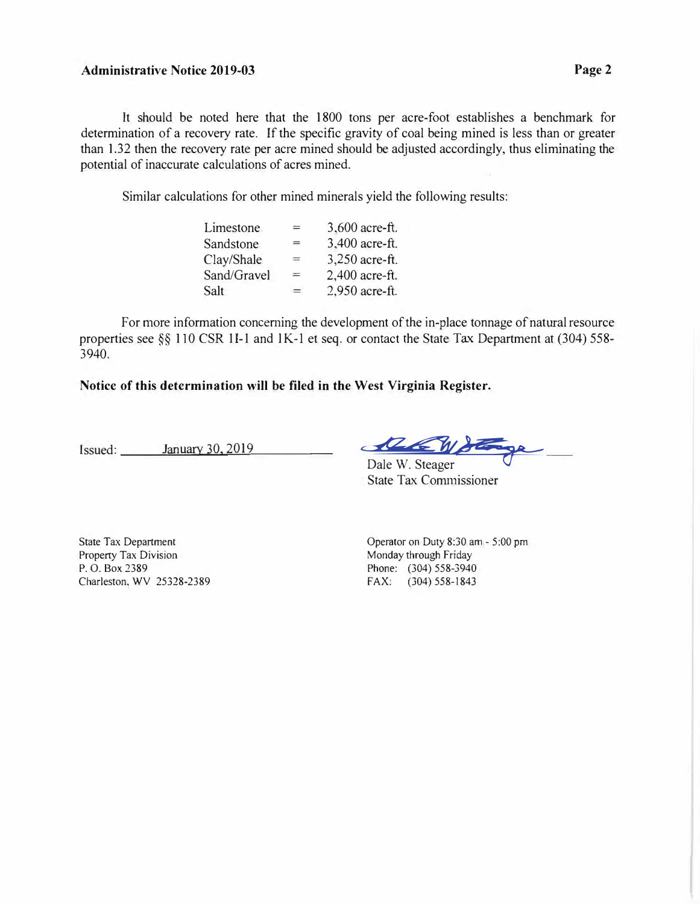It should be noted here that the 1800 tons per acre-foot establishes a benchmark for determination of a recovery rate. If the specific gravity of coal being mined is less than or greater than 1.32 then the recovery rate per acre mined should be adjusted accordingly, thus eliminating the potential of inaccurate calculations of acres mined.

Similar calculations for other mined minerals yield the following results:

| | | |
|---|---|---|
| Limestone | = | 3,600 acre-ft. |
| Sandstone | = | 3,400 acre-ft. |
| Clay/Shale | = | 3,250 acre-ft. |
| Sand/Gravel | = | 2,400 acre-ft. |
| Salt | = | 2,950 acre-ft. |

For more information concerning the development of the in-place tonnage of natural resource properties see §§ 110 CSR 1I-1 and 1K-1 et seq. or contact the State Tax Department at (304) 558-3940.

**Notice of this determination will be filed in the West Virginia Register.**

Issued: January 30, 2019

Dale W. Steager
State Tax Commissioner

State Tax Department
Property Tax Division
P. O. Box 2389
Charleston, WV 25328-2389

Operator on Duty 8:30 am - 5:00 pm
Monday through Friday
Phone: (304) 558-3940
FAX: (304) 558-1843